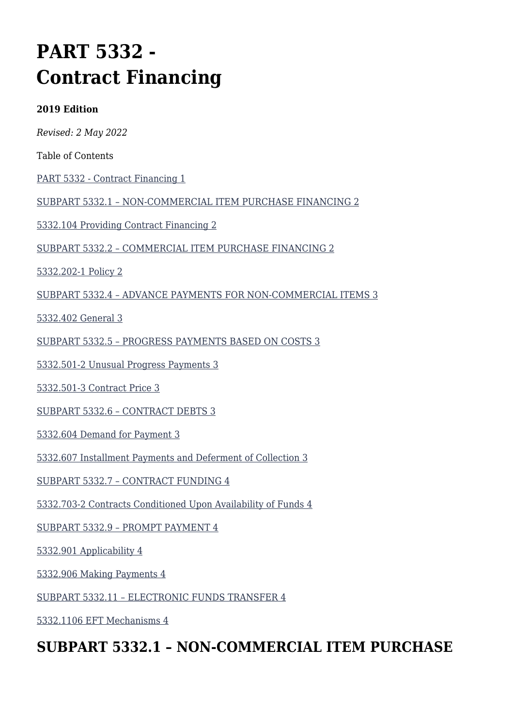# PART 5332 - Contract Financing

**2019 Edition**

*Revised: 2 May 2022*

Table of Contents

PART 5332 - Contract Financing 1

SUBPART 5332.1 – NON-COMMERCIAL ITEM PURCHASE FINANCING 2

5332.104 Providing Contract Financing 2

SUBPART 5332.2 – COMMERCIAL ITEM PURCHASE FINANCING 2

5332.202-1 Policy 2

SUBPART 5332.4 – ADVANCE PAYMENTS FOR NON-COMMERCIAL ITEMS 3

5332.402 General 3

SUBPART 5332.5 – PROGRESS PAYMENTS BASED ON COSTS 3

5332.501-2 Unusual Progress Payments 3

5332.501-3 Contract Price 3

SUBPART 5332.6 – CONTRACT DEBTS 3

5332.604 Demand for Payment 3

5332.607 Installment Payments and Deferment of Collection 3

SUBPART 5332.7 – CONTRACT FUNDING 4

5332.703-2 Contracts Conditioned Upon Availability of Funds 4

SUBPART 5332.9 – PROMPT PAYMENT 4

5332.901 Applicability 4

5332.906 Making Payments 4

SUBPART 5332.11 – ELECTRONIC FUNDS TRANSFER 4

5332.1106 EFT Mechanisms 4

## SUBPART 5332.1 – NON-COMMERCIAL ITEM PURCHASE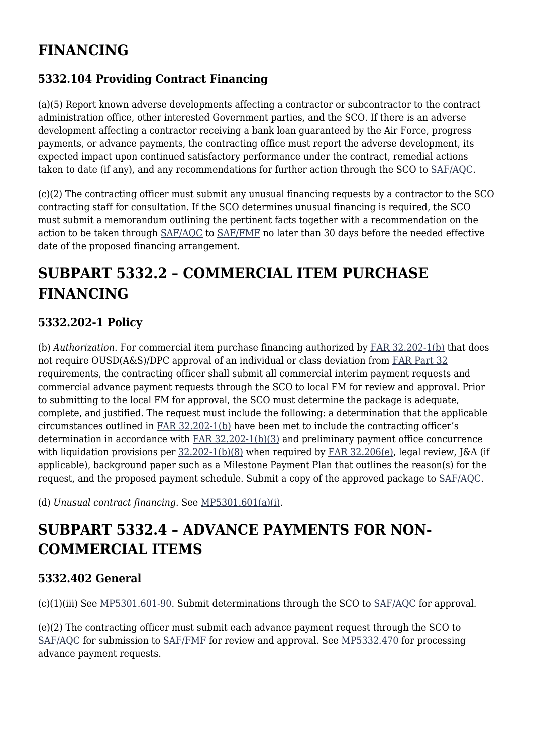# FINANCING

### 5332.104 Providing Contract Financing

(a)(5) Report known adverse developments affecting a contractor or subcontractor to the contract administration office, other interested Government parties, and the SCO. If there is an adverse development affecting a contractor receiving a bank loan guaranteed by the Air Force, progress payments, or advance payments, the contracting office must report the adverse development, its expected impact upon continued satisfactory performance under the contract, remedial actions taken to date (if any), and any recommendations for further action through the SCO to SAF/AQC.

(c)(2) The contracting officer must submit any unusual financing requests by a contractor to the SCO contracting staff for consultation. If the SCO determines unusual financing is required, the SCO must submit a memorandum outlining the pertinent facts together with a recommendation on the action to be taken through SAF/AQC to SAF/FMF no later than 30 days before the needed effective date of the proposed financing arrangement.

## SUBPART 5332.2 – COMMERCIAL ITEM PURCHASE FINANCING

### 5332.202-1 Policy

(b) *Authorization*. For commercial item purchase financing authorized by FAR 32.202-1(b) that does not require OUSD(A&S)/DPC approval of an individual or class deviation from FAR Part 32 requirements, the contracting officer shall submit all commercial interim payment requests and commercial advance payment requests through the SCO to local FM for review and approval. Prior to submitting to the local FM for approval, the SCO must determine the package is adequate, complete, and justified. The request must include the following: a determination that the applicable circumstances outlined in FAR 32.202-1(b) have been met to include the contracting officer's determination in accordance with FAR 32.202-1(b)(3) and preliminary payment office concurrence with liquidation provisions per 32.202-1(b)(8) when required by FAR 32.206(e), legal review, J&A (if applicable), background paper such as a Milestone Payment Plan that outlines the reason(s) for the request, and the proposed payment schedule. Submit a copy of the approved package to SAF/AQC.

(d) *Unusual contract financing*. See MP5301.601(a)(i).

## SUBPART 5332.4 – ADVANCE PAYMENTS FOR NON-COMMERCIAL ITEMS

### 5332.402 General

(c)(1)(iii) See MP5301.601-90. Submit determinations through the SCO to SAF/AQC for approval.

(e)(2) The contracting officer must submit each advance payment request through the SCO to SAF/AQC for submission to SAF/FMF for review and approval. See MP5332.470 for processing advance payment requests.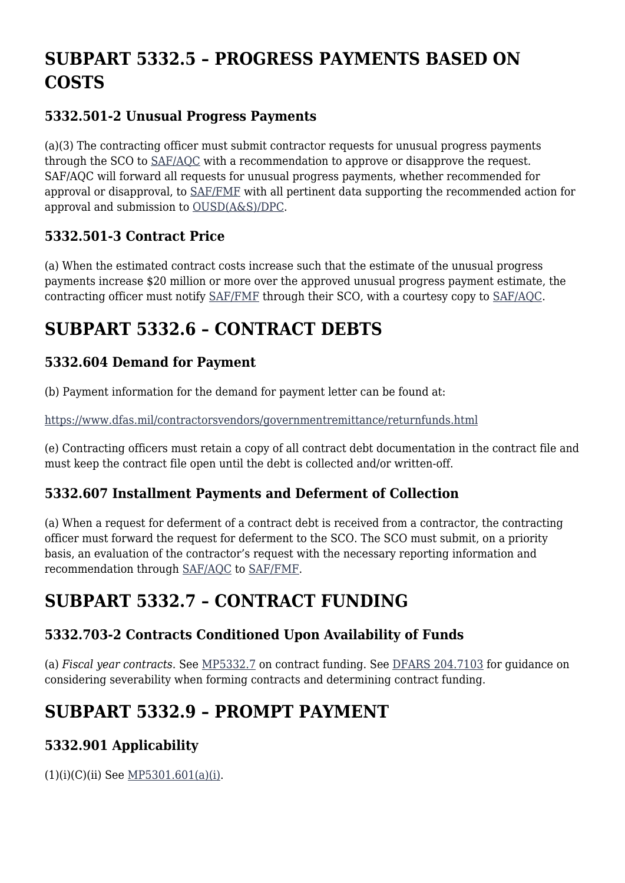# SUBPART 5332.5 – PROGRESS PAYMENTS BASED ON COSTS

## 5332.501-2 Unusual Progress Payments

(a)(3) The contracting officer must submit contractor requests for unusual progress payments through the SCO to SAF/AQC with a recommendation to approve or disapprove the request. SAF/AQC will forward all requests for unusual progress payments, whether recommended for approval or disapproval, to SAF/FMF with all pertinent data supporting the recommended action for approval and submission to OUSD(A&S)/DPC.

## 5332.501-3 Contract Price

(a) When the estimated contract costs increase such that the estimate of the unusual progress payments increase $20 million or more over the approved unusual progress payment estimate, the contracting officer must notify SAF/FMF through their SCO, with a courtesy copy to SAF/AQC.

# SUBPART 5332.6 – CONTRACT DEBTS

## 5332.604 Demand for Payment

(b) Payment information for the demand for payment letter can be found at:

https://www.dfas.mil/contractorsvendors/governmentremittance/returnfunds.html

(e) Contracting officers must retain a copy of all contract debt documentation in the contract file and must keep the contract file open until the debt is collected and/or written-off.

## 5332.607 Installment Payments and Deferment of Collection

(a) When a request for deferment of a contract debt is received from a contractor, the contracting officer must forward the request for deferment to the SCO. The SCO must submit, on a priority basis, an evaluation of the contractor's request with the necessary reporting information and recommendation through SAF/AQC to SAF/FMF.

# SUBPART 5332.7 – CONTRACT FUNDING

## 5332.703-2 Contracts Conditioned Upon Availability of Funds

(a) *Fiscal year contracts.* See MP5332.7 on contract funding. See DFARS 204.7103 for guidance on considering severability when forming contracts and determining contract funding.

# SUBPART 5332.9 – PROMPT PAYMENT

## 5332.901 Applicability

(1)(i)(C)(ii) See MP5301.601(a)(i).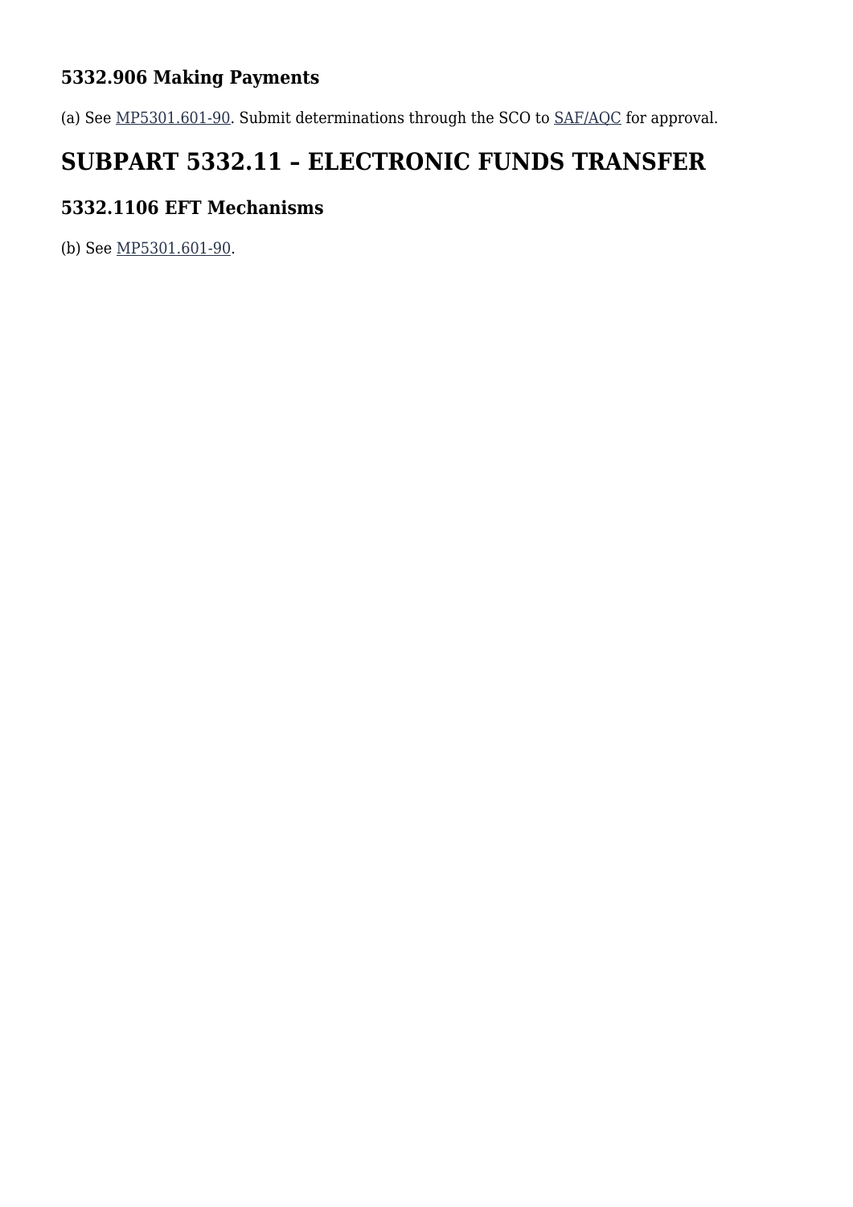### 5332.906 Making Payments

(a) See MP5301.601-90. Submit determinations through the SCO to SAF/AQC for approval.

## SUBPART 5332.11 – ELECTRONIC FUNDS TRANSFER

### 5332.1106 EFT Mechanisms

(b) See MP5301.601-90.